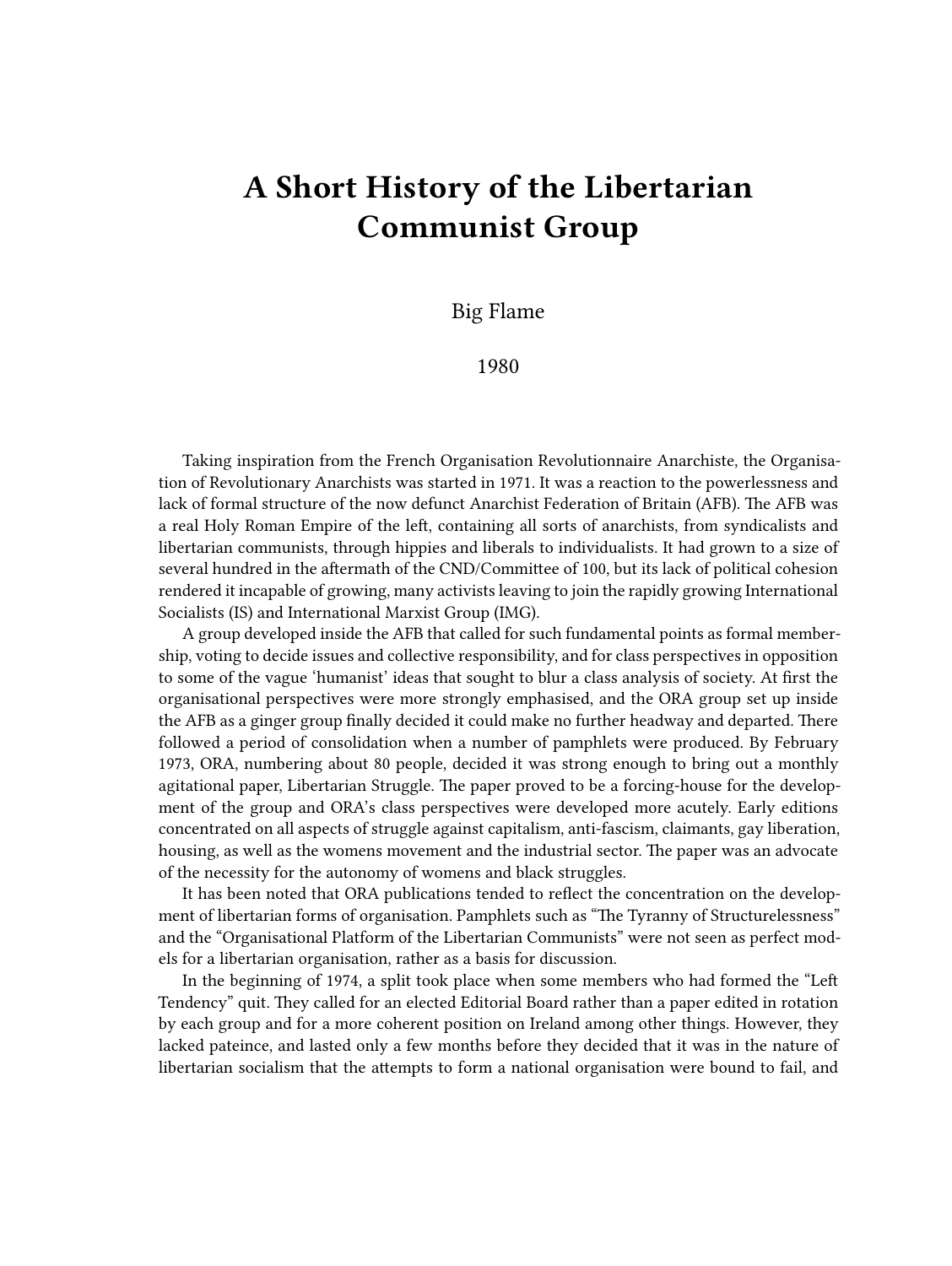# A Short History of the Libertarian Communist Group

Big Flame

1980

Taking inspiration from the French Organisation Revolutionnaire Anarchiste, the Organisation of Revolutionary Anarchists was started in 1971. It was a reaction to the powerlessness and lack of formal structure of the now defunct Anarchist Federation of Britain (AFB). The AFB was a real Holy Roman Empire of the left, containing all sorts of anarchists, from syndicalists and libertarian communists, through hippies and liberals to individualists. It had grown to a size of several hundred in the aftermath of the CND/Committee of 100, but its lack of political cohesion rendered it incapable of growing, many activists leaving to join the rapidly growing International Socialists (IS) and International Marxist Group (IMG).

A group developed inside the AFB that called for such fundamental points as formal membership, voting to decide issues and collective responsibility, and for class perspectives in opposition to some of the vague 'humanist' ideas that sought to blur a class analysis of society. At first the organisational perspectives were more strongly emphasised, and the ORA group set up inside the AFB as a ginger group finally decided it could make no further headway and departed. There followed a period of consolidation when a number of pamphlets were produced. By February 1973, ORA, numbering about 80 people, decided it was strong enough to bring out a monthly agitational paper, Libertarian Struggle. The paper proved to be a forcing-house for the development of the group and ORA's class perspectives were developed more acutely. Early editions concentrated on all aspects of struggle against capitalism, anti-fascism, claimants, gay liberation, housing, as well as the womens movement and the industrial sector. The paper was an advocate of the necessity for the autonomy of womens and black struggles.

It has been noted that ORA publications tended to reflect the concentration on the development of libertarian forms of organisation. Pamphlets such as "The Tyranny of Structurelessness" and the "Organisational Platform of the Libertarian Communists" were not seen as perfect models for a libertarian organisation, rather as a basis for discussion.

In the beginning of 1974, a split took place when some members who had formed the "Left Tendency" quit. They called for an elected Editorial Board rather than a paper edited in rotation by each group and for a more coherent position on Ireland among other things. However, they lacked pateince, and lasted only a few months before they decided that it was in the nature of libertarian socialism that the attempts to form a national organisation were bound to fail, and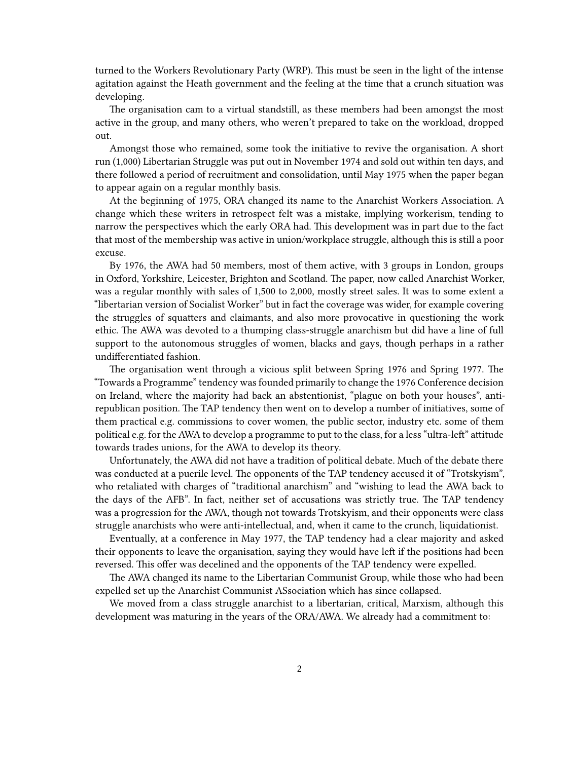turned to the Workers Revolutionary Party (WRP). This must be seen in the light of the intense agitation against the Heath government and the feeling at the time that a crunch situation was developing.

The organisation cam to a virtual standstill, as these members had been amongst the most active in the group, and many others, who weren't prepared to take on the workload, dropped out.

Amongst those who remained, some took the initiative to revive the organisation. A short run (1,000) Libertarian Struggle was put out in November 1974 and sold out within ten days, and there followed a period of recruitment and consolidation, until May 1975 when the paper began to appear again on a regular monthly basis.

At the beginning of 1975, ORA changed its name to the Anarchist Workers Association. A change which these writers in retrospect felt was a mistake, implying workerism, tending to narrow the perspectives which the early ORA had. This development was in part due to the fact that most of the membership was active in union/workplace struggle, although this is still a poor excuse.

By 1976, the AWA had 50 members, most of them active, with 3 groups in London, groups in Oxford, Yorkshire, Leicester, Brighton and Scotland. The paper, now called Anarchist Worker, was a regular monthly with sales of 1,500 to 2,000, mostly street sales. It was to some extent a "libertarian version of Socialist Worker" but in fact the coverage was wider, for example covering the struggles of squatters and claimants, and also more provocative in questioning the work ethic. The AWA was devoted to a thumping class-struggle anarchism but did have a line of full support to the autonomous struggles of women, blacks and gays, though perhaps in a rather undifferentiated fashion.

The organisation went through a vicious split between Spring 1976 and Spring 1977. The "Towards a Programme" tendency was founded primarily to change the 1976 Conference decision on Ireland, where the majority had back an abstentionist, "plague on both your houses", anti-republican position. The TAP tendency then went on to develop a number of initiatives, some of them practical e.g. commissions to cover women, the public sector, industry etc. some of them political e.g. for the AWA to develop a programme to put to the class, for a less "ultra-left" attitude towards trades unions, for the AWA to develop its theory.

Unfortunately, the AWA did not have a tradition of political debate. Much of the debate there was conducted at a puerile level. The opponents of the TAP tendency accused it of "Trotskyism", who retaliated with charges of "traditional anarchism" and "wishing to lead the AWA back to the days of the AFB". In fact, neither set of accusations was strictly true. The TAP tendency was a progression for the AWA, though not towards Trotskyism, and their opponents were class struggle anarchists who were anti-intellectual, and, when it came to the crunch, liquidationist.

Eventually, at a conference in May 1977, the TAP tendency had a clear majority and asked their opponents to leave the organisation, saying they would have left if the positions had been reversed. This offer was decelined and the opponents of the TAP tendency were expelled.

The AWA changed its name to the Libertarian Communist Group, while those who had been expelled set up the Anarchist Communist ASsociation which has since collapsed.

We moved from a class struggle anarchist to a libertarian, critical, Marxism, although this development was maturing in the years of the ORA/AWA. We already had a commitment to: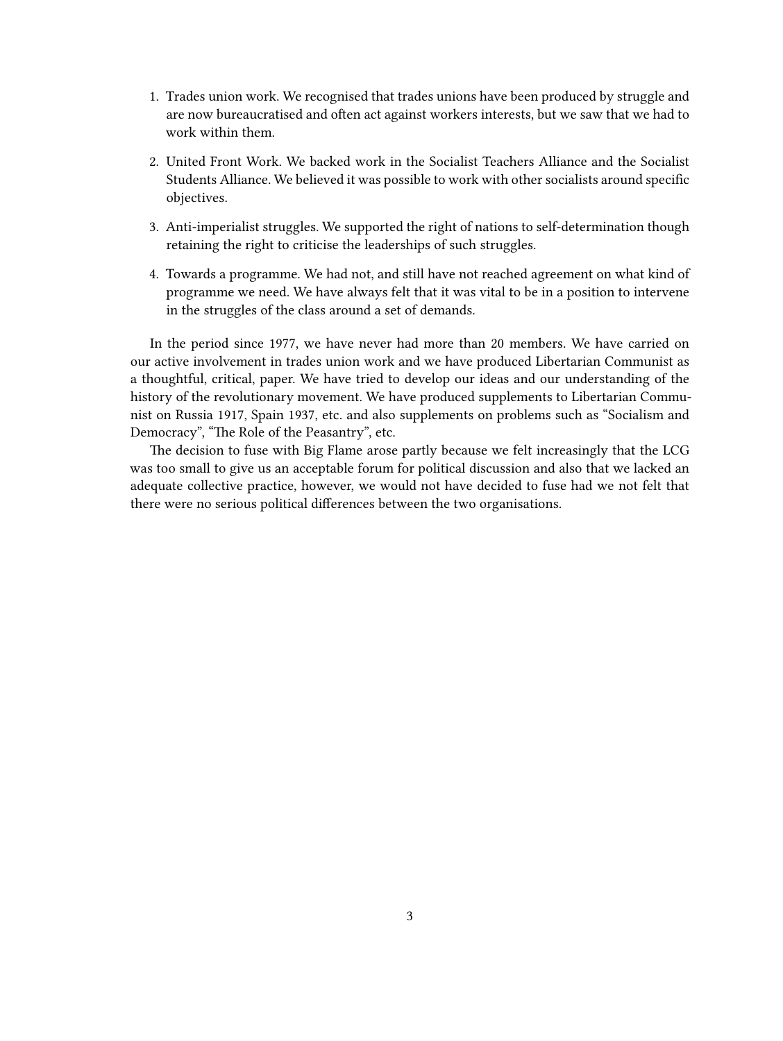1. Trades union work. We recognised that trades unions have been produced by struggle and are now bureaucratised and often act against workers interests, but we saw that we had to work within them.
2. United Front Work. We backed work in the Socialist Teachers Alliance and the Socialist Students Alliance. We believed it was possible to work with other socialists around specific objectives.
3. Anti-imperialist struggles. We supported the right of nations to self-determination though retaining the right to criticise the leaderships of such struggles.
4. Towards a programme. We had not, and still have not reached agreement on what kind of programme we need. We have always felt that it was vital to be in a position to intervene in the struggles of the class around a set of demands.

In the period since 1977, we have never had more than 20 members. We have carried on our active involvement in trades union work and we have produced Libertarian Communist as a thoughtful, critical, paper. We have tried to develop our ideas and our understanding of the history of the revolutionary movement. We have produced supplements to Libertarian Communist on Russia 1917, Spain 1937, etc. and also supplements on problems such as "Socialism and Democracy", "The Role of the Peasantry", etc.

The decision to fuse with Big Flame arose partly because we felt increasingly that the LCG was too small to give us an acceptable forum for political discussion and also that we lacked an adequate collective practice, however, we would not have decided to fuse had we not felt that there were no serious political differences between the two organisations.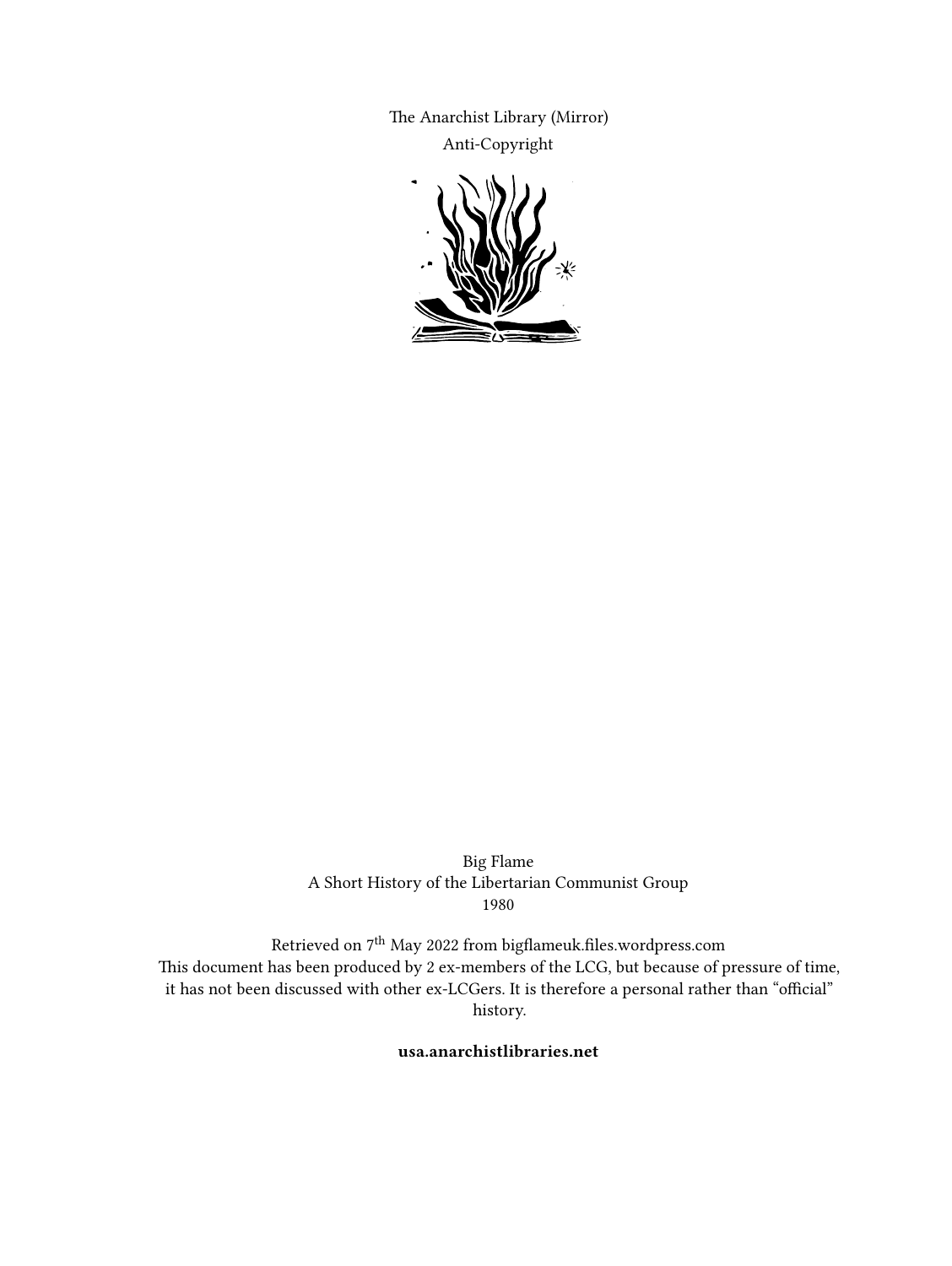The Anarchist Library (Mirror)

Anti-Copyright

Big Flame

A Short History of the Libertarian Communist Group

1980

Retrieved on 7th May 2022 from bigflameuk.files.wordpress.com

This document has been produced by 2 ex-members of the LCG, but because of pressure of time, it has not been discussed with other ex-LCGers. It is therefore a personal rather than "official" history.

**usa.anarchistlibraries.net**